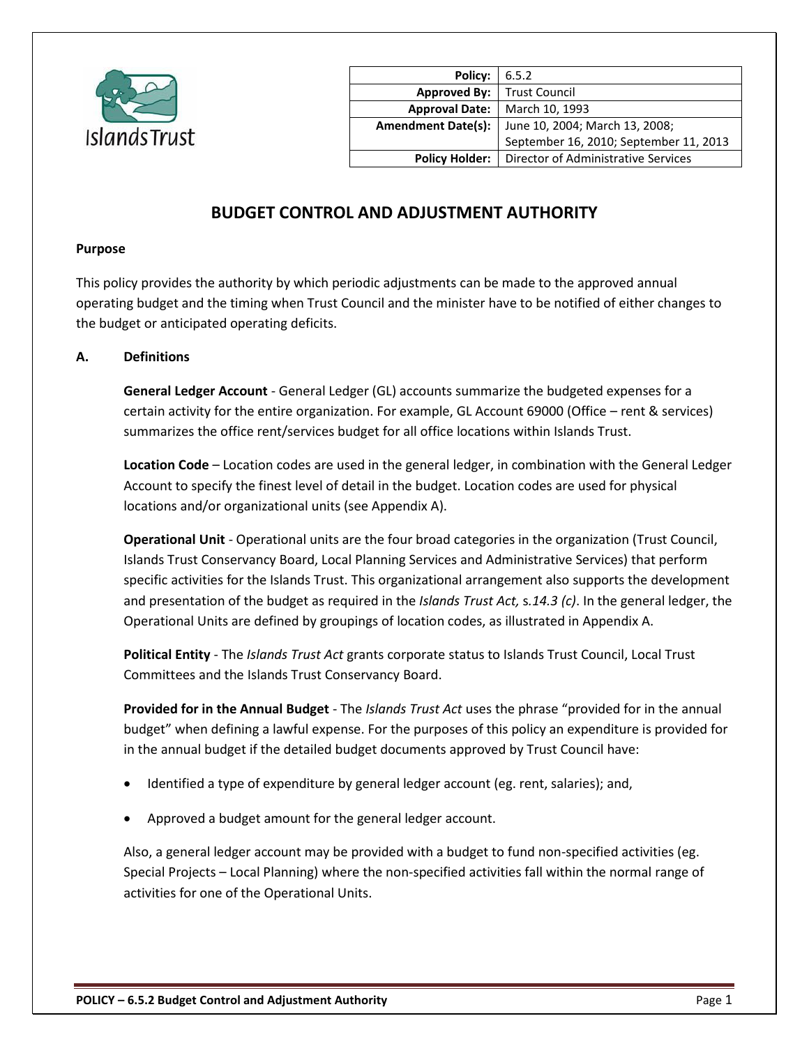| Policy: | 6.5.2 |
| --- | --- |
| Approved By: | Trust Council |
| Approval Date: | March 10, 1993 |
| Amendment Date(s): | June 10, 2004; March 13, 2008; September 16, 2010; September 11, 2013 |
| Policy Holder: | Director of Administrative Services |

# BUDGET CONTROL AND ADJUSTMENT AUTHORITY

**Purpose**

This policy provides the authority by which periodic adjustments can be made to the approved annual operating budget and the timing when Trust Council and the minister have to be notified of either changes to the budget or anticipated operating deficits.

## A. Definitions

**General Ledger Account** - General Ledger (GL) accounts summarize the budgeted expenses for a certain activity for the entire organization. For example, GL Account 69000 (Office – rent & services) summarizes the office rent/services budget for all office locations within Islands Trust.

**Location Code** – Location codes are used in the general ledger, in combination with the General Ledger Account to specify the finest level of detail in the budget. Location codes are used for physical locations and/or organizational units (see Appendix A).

**Operational Unit** - Operational units are the four broad categories in the organization (Trust Council, Islands Trust Conservancy Board, Local Planning Services and Administrative Services) that perform specific activities for the Islands Trust. This organizational arrangement also supports the development and presentation of the budget as required in the *Islands Trust Act,* s.*14.3 (c)*. In the general ledger, the Operational Units are defined by groupings of location codes, as illustrated in Appendix A.

**Political Entity** - The *Islands Trust Act* grants corporate status to Islands Trust Council, Local Trust Committees and the Islands Trust Conservancy Board.

**Provided for in the Annual Budget** - The *Islands Trust Act* uses the phrase "provided for in the annual budget" when defining a lawful expense. For the purposes of this policy an expenditure is provided for in the annual budget if the detailed budget documents approved by Trust Council have:

- Identified a type of expenditure by general ledger account (eg. rent, salaries); and,
- Approved a budget amount for the general ledger account.

Also, a general ledger account may be provided with a budget to fund non-specified activities (eg. Special Projects – Local Planning) where the non-specified activities fall within the normal range of activities for one of the Operational Units.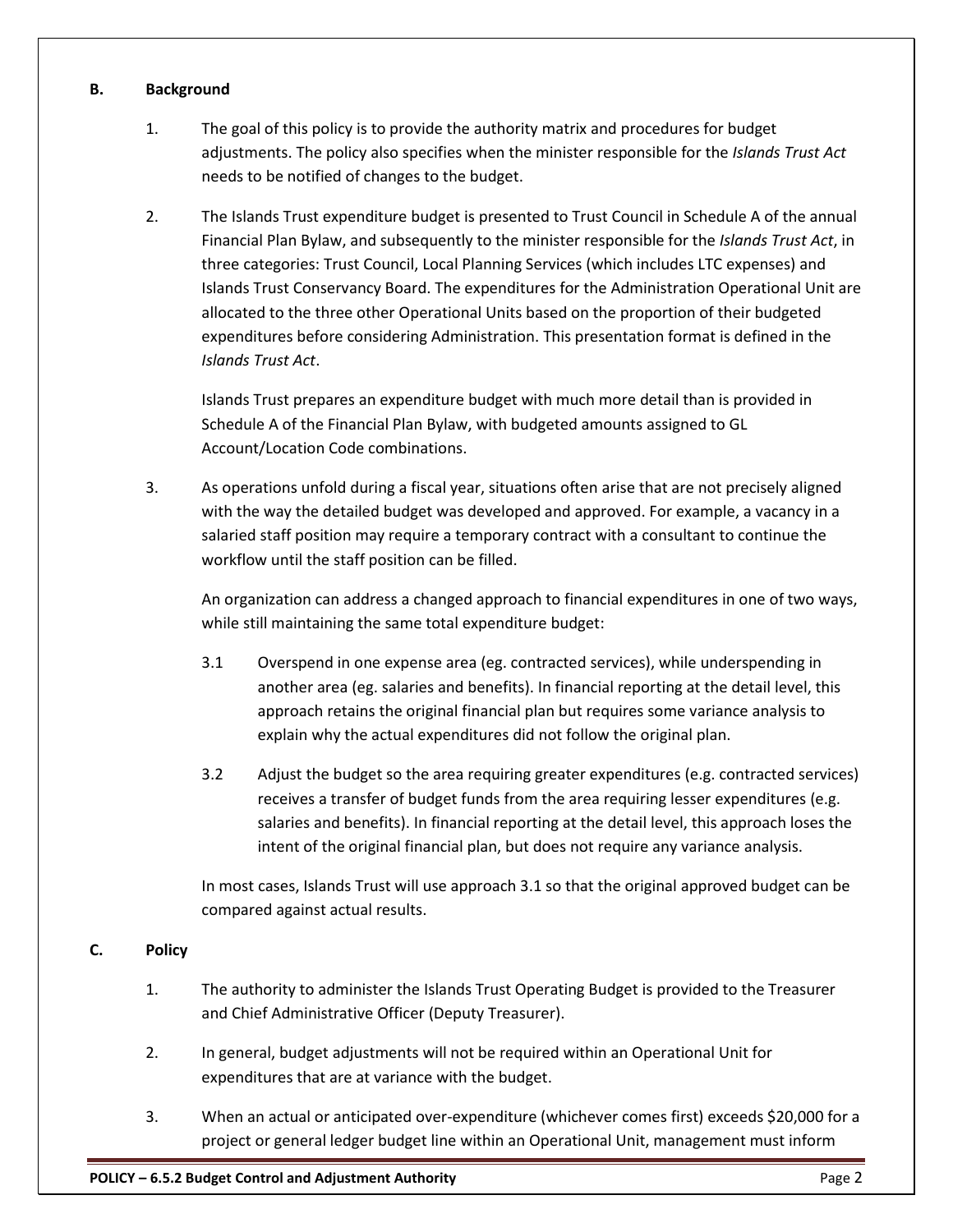## B. Background

1. The goal of this policy is to provide the authority matrix and procedures for budget adjustments. The policy also specifies when the minister responsible for the *Islands Trust Act* needs to be notified of changes to the budget.

2. The Islands Trust expenditure budget is presented to Trust Council in Schedule A of the annual Financial Plan Bylaw, and subsequently to the minister responsible for the *Islands Trust Act*, in three categories: Trust Council, Local Planning Services (which includes LTC expenses) and Islands Trust Conservancy Board. The expenditures for the Administration Operational Unit are allocated to the three other Operational Units based on the proportion of their budgeted expenditures before considering Administration. This presentation format is defined in the *Islands Trust Act*.

   Islands Trust prepares an expenditure budget with much more detail than is provided in Schedule A of the Financial Plan Bylaw, with budgeted amounts assigned to GL Account/Location Code combinations.

3. As operations unfold during a fiscal year, situations often arise that are not precisely aligned with the way the detailed budget was developed and approved. For example, a vacancy in a salaried staff position may require a temporary contract with a consultant to continue the workflow until the staff position can be filled.

   An organization can address a changed approach to financial expenditures in one of two ways, while still maintaining the same total expenditure budget:

   3.1 Overspend in one expense area (eg. contracted services), while underspending in another area (eg. salaries and benefits). In financial reporting at the detail level, this approach retains the original financial plan but requires some variance analysis to explain why the actual expenditures did not follow the original plan.

   3.2 Adjust the budget so the area requiring greater expenditures (e.g. contracted services) receives a transfer of budget funds from the area requiring lesser expenditures (e.g. salaries and benefits). In financial reporting at the detail level, this approach loses the intent of the original financial plan, but does not require any variance analysis.

   In most cases, Islands Trust will use approach 3.1 so that the original approved budget can be compared against actual results.

## C. Policy

1. The authority to administer the Islands Trust Operating Budget is provided to the Treasurer and Chief Administrative Officer (Deputy Treasurer).

2. In general, budget adjustments will not be required within an Operational Unit for expenditures that are at variance with the budget.

3. When an actual or anticipated over-expenditure (whichever comes first) exceeds $20,000 for a project or general ledger budget line within an Operational Unit, management must inform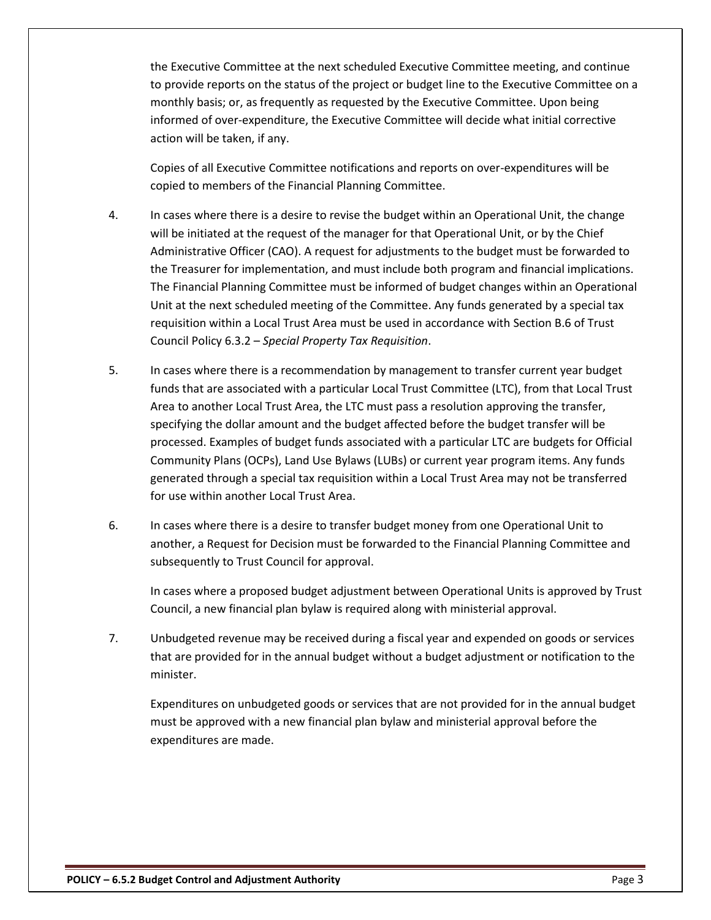the Executive Committee at the next scheduled Executive Committee meeting, and continue to provide reports on the status of the project or budget line to the Executive Committee on a monthly basis; or, as frequently as requested by the Executive Committee. Upon being informed of over-expenditure, the Executive Committee will decide what initial corrective action will be taken, if any.

Copies of all Executive Committee notifications and reports on over-expenditures will be copied to members of the Financial Planning Committee.

4. In cases where there is a desire to revise the budget within an Operational Unit, the change will be initiated at the request of the manager for that Operational Unit, or by the Chief Administrative Officer (CAO). A request for adjustments to the budget must be forwarded to the Treasurer for implementation, and must include both program and financial implications. The Financial Planning Committee must be informed of budget changes within an Operational Unit at the next scheduled meeting of the Committee. Any funds generated by a special tax requisition within a Local Trust Area must be used in accordance with Section B.6 of Trust Council Policy 6.3.2 – *Special Property Tax Requisition*.

5. In cases where there is a recommendation by management to transfer current year budget funds that are associated with a particular Local Trust Committee (LTC), from that Local Trust Area to another Local Trust Area, the LTC must pass a resolution approving the transfer, specifying the dollar amount and the budget affected before the budget transfer will be processed. Examples of budget funds associated with a particular LTC are budgets for Official Community Plans (OCPs), Land Use Bylaws (LUBs) or current year program items. Any funds generated through a special tax requisition within a Local Trust Area may not be transferred for use within another Local Trust Area.

6. In cases where there is a desire to transfer budget money from one Operational Unit to another, a Request for Decision must be forwarded to the Financial Planning Committee and subsequently to Trust Council for approval.

   In cases where a proposed budget adjustment between Operational Units is approved by Trust Council, a new financial plan bylaw is required along with ministerial approval.

7. Unbudgeted revenue may be received during a fiscal year and expended on goods or services that are provided for in the annual budget without a budget adjustment or notification to the minister.

   Expenditures on unbudgeted goods or services that are not provided for in the annual budget must be approved with a new financial plan bylaw and ministerial approval before the expenditures are made.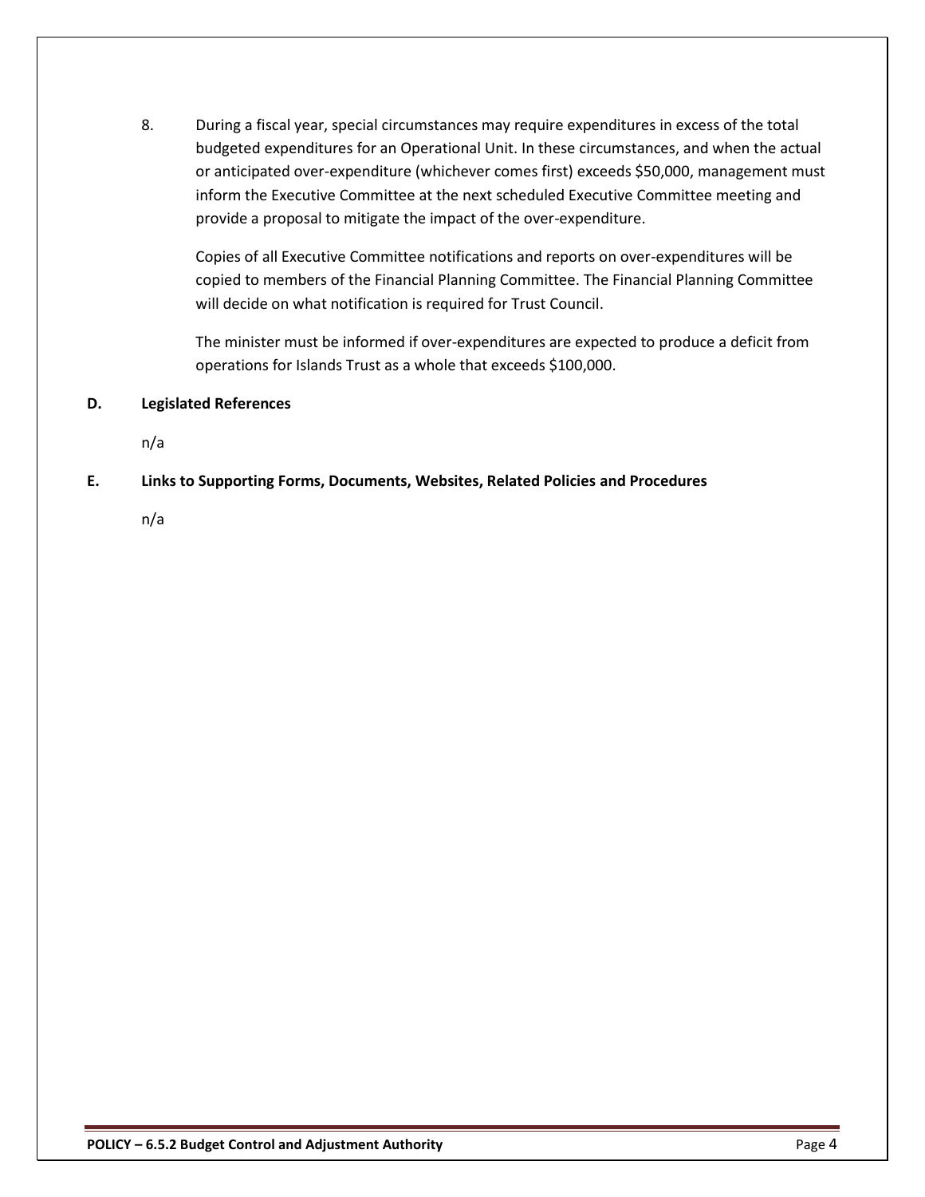8. During a fiscal year, special circumstances may require expenditures in excess of the total budgeted expenditures for an Operational Unit. In these circumstances, and when the actual or anticipated over-expenditure (whichever comes first) exceeds $50,000, management must inform the Executive Committee at the next scheduled Executive Committee meeting and provide a proposal to mitigate the impact of the over-expenditure.

   Copies of all Executive Committee notifications and reports on over-expenditures will be copied to members of the Financial Planning Committee. The Financial Planning Committee will decide on what notification is required for Trust Council.

   The minister must be informed if over-expenditures are expected to produce a deficit from operations for Islands Trust as a whole that exceeds $100,000.

## D. Legislated References

n/a

## E. Links to Supporting Forms, Documents, Websites, Related Policies and Procedures

n/a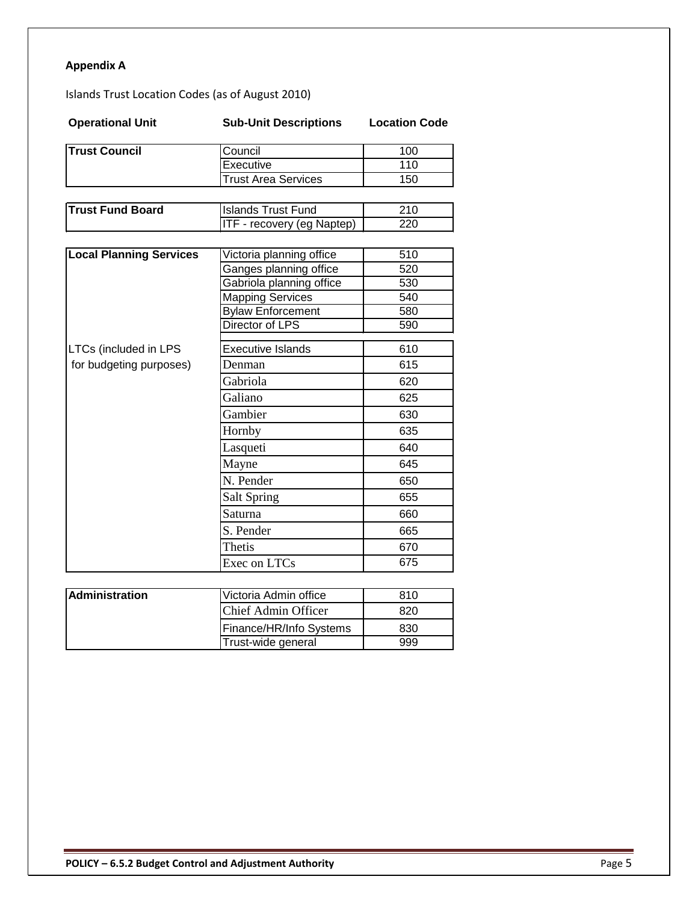**Appendix A**

Islands Trust Location Codes (as of August 2010)

| Operational Unit | Sub-Unit Descriptions | Location Code |
|---|---|---|
| **Trust Council** | Council | 100 |
| | Executive | 110 |
| | Trust Area Services | 150 |
| **Trust Fund Board** | Islands Trust Fund | 210 |
| | ITF - recovery (eg Naptep) | 220 |
| **Local Planning Services** | Victoria planning office | 510 |
| | Ganges planning office | 520 |
| | Gabriola planning office | 530 |
| | Mapping Services | 540 |
| | Bylaw Enforcement | 580 |
| | Director of LPS | 590 |
| LTCs (included in LPS for budgeting purposes) | Executive Islands | 610 |
| | Denman | 615 |
| | Gabriola | 620 |
| | Galiano | 625 |
| | Gambier | 630 |
| | Hornby | 635 |
| | Lasqueti | 640 |
| | Mayne | 645 |
| | N. Pender | 650 |
| | Salt Spring | 655 |
| | Saturna | 660 |
| | S. Pender | 665 |
| | Thetis | 670 |
| | Exec on LTCs | 675 |
| **Administration** | Victoria Admin office | 810 |
| | Chief Admin Officer | 820 |
| | Finance/HR/Info Systems | 830 |
| | Trust-wide general | 999 |